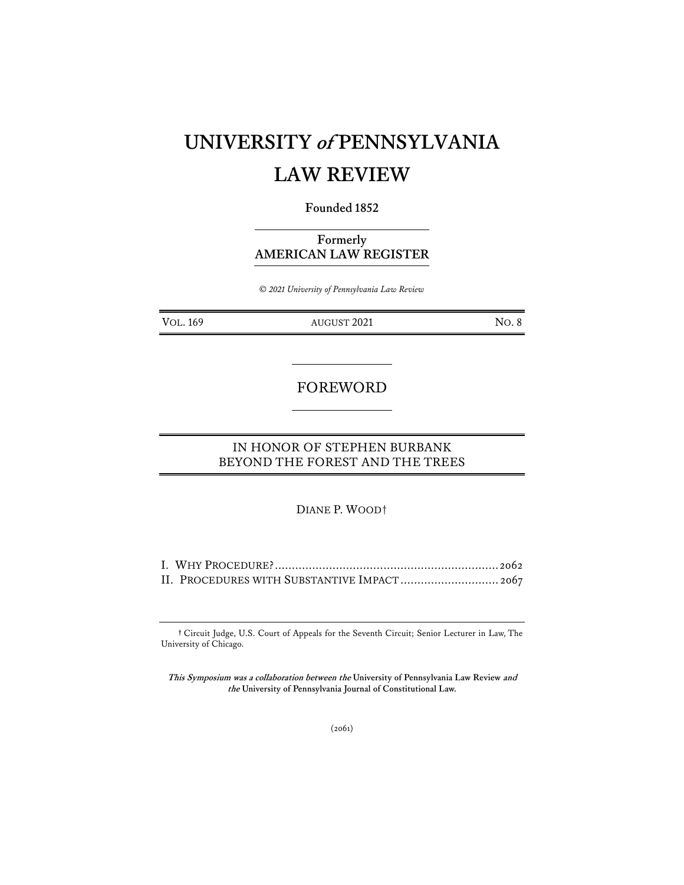# UNIVERSITY *of* PENNSYLVANIA LAW REVIEW

**Founded 1852**

**Formerly**
**AMERICAN LAW REGISTER**

*© 2021 University of Pennsylvania Law Review*

| VOL. 169 | AUGUST 2021 | NO. 8 |
|---|---|---|

## FOREWORD

## IN HONOR OF STEPHEN BURBANK BEYOND THE FOREST AND THE TREES

DIANE P. WOOD†

I. WHY PROCEDURE? .................................................................. 2062
II. PROCEDURES WITH SUBSTANTIVE IMPACT ............................. 2067

† Circuit Judge, U.S. Court of Appeals for the Seventh Circuit; Senior Lecturer in Law, The University of Chicago.

***This Symposium was a collaboration between the* University of Pennsylvania Law Review *and the* University of Pennsylvania Journal of Constitutional Law.**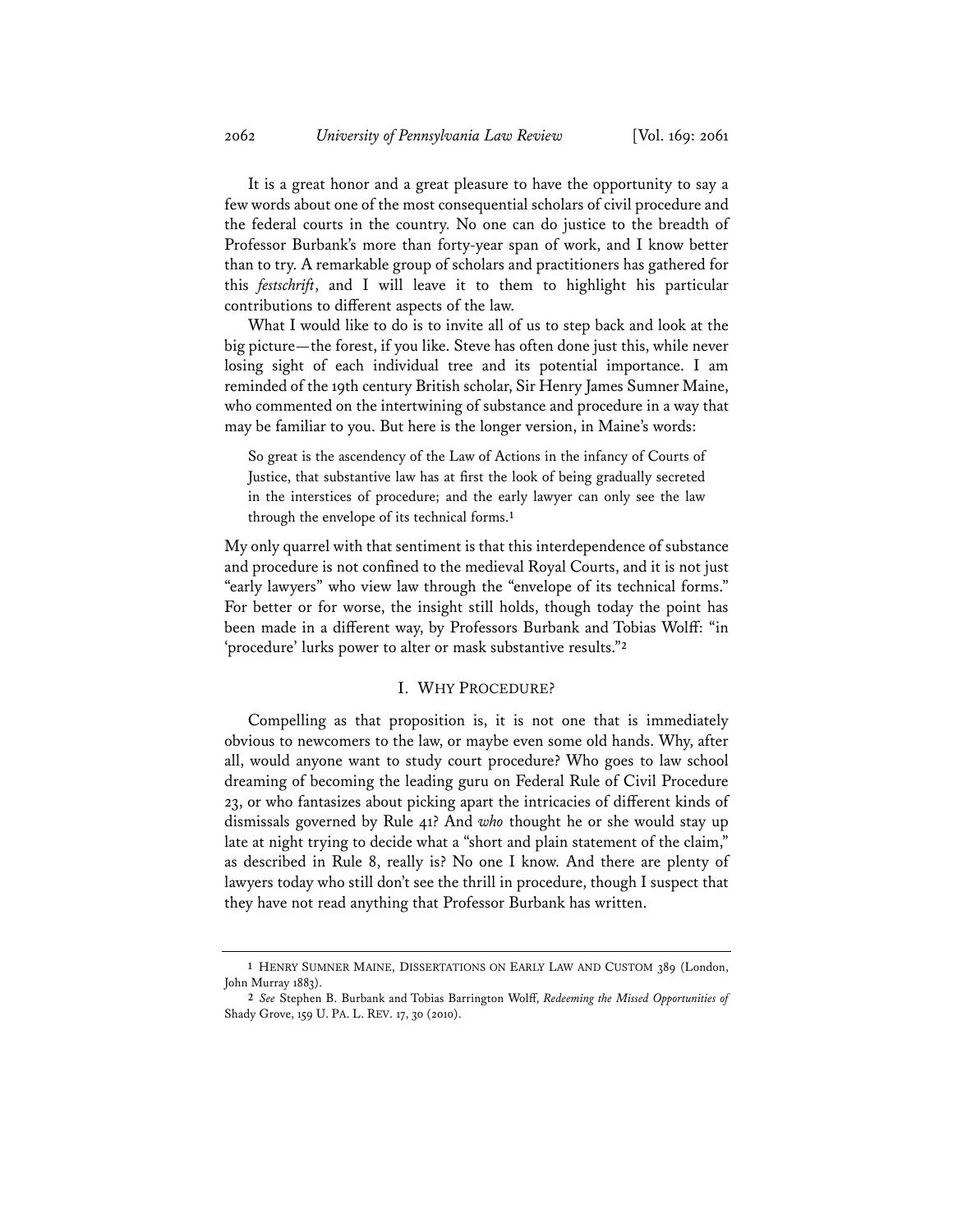It is a great honor and a great pleasure to have the opportunity to say a few words about one of the most consequential scholars of civil procedure and the federal courts in the country. No one can do justice to the breadth of Professor Burbank's more than forty-year span of work, and I know better than to try. A remarkable group of scholars and practitioners has gathered for this *festschrift*, and I will leave it to them to highlight his particular contributions to different aspects of the law.

What I would like to do is to invite all of us to step back and look at the big picture—the forest, if you like. Steve has often done just this, while never losing sight of each individual tree and its potential importance. I am reminded of the 19th century British scholar, Sir Henry James Sumner Maine, who commented on the intertwining of substance and procedure in a way that may be familiar to you. But here is the longer version, in Maine's words:

> So great is the ascendency of the Law of Actions in the infancy of Courts of Justice, that substantive law has at first the look of being gradually secreted in the interstices of procedure; and the early lawyer can only see the law through the envelope of its technical forms.[1]

My only quarrel with that sentiment is that this interdependence of substance and procedure is not confined to the medieval Royal Courts, and it is not just "early lawyers" who view law through the "envelope of its technical forms." For better or for worse, the insight still holds, though today the point has been made in a different way, by Professors Burbank and Tobias Wolff: "in 'procedure' lurks power to alter or mask substantive results."[2]

## I. WHY PROCEDURE?

Compelling as that proposition is, it is not one that is immediately obvious to newcomers to the law, or maybe even some old hands. Why, after all, would anyone want to study court procedure? Who goes to law school dreaming of becoming the leading guru on Federal Rule of Civil Procedure 23, or who fantasizes about picking apart the intricacies of different kinds of dismissals governed by Rule 41? And *who* thought he or she would stay up late at night trying to decide what a "short and plain statement of the claim," as described in Rule 8, really is? No one I know. And there are plenty of lawyers today who still don't see the thrill in procedure, though I suspect that they have not read anything that Professor Burbank has written.

---

[1] HENRY SUMNER MAINE, DISSERTATIONS ON EARLY LAW AND CUSTOM 389 (London, John Murray 1883).

[2] *See* Stephen B. Burbank and Tobias Barrington Wolff, *Redeeming the Missed Opportunities of* Shady Grove, 159 U. PA. L. REV. 17, 30 (2010).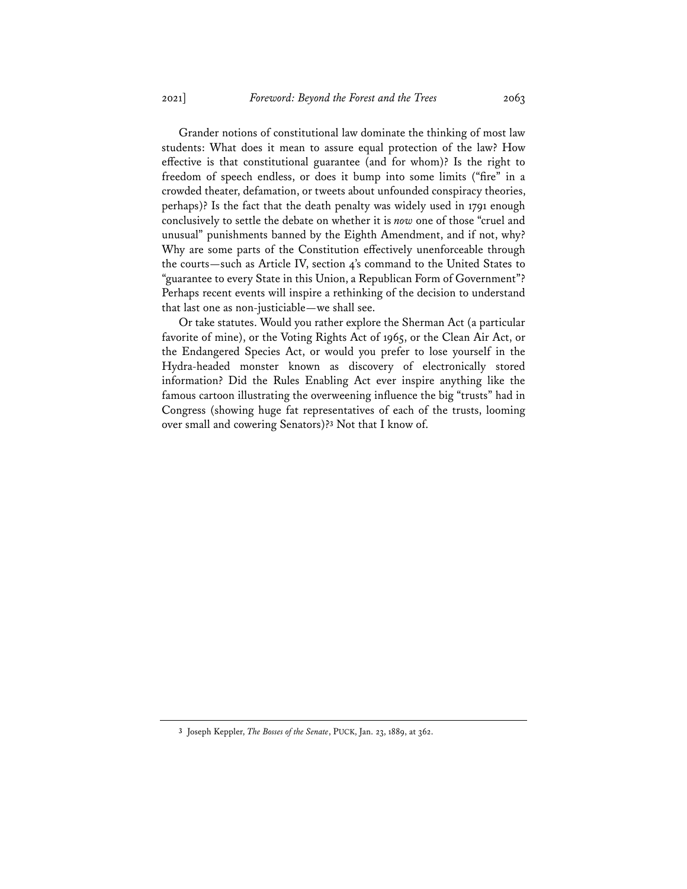Grander notions of constitutional law dominate the thinking of most law students: What does it mean to assure equal protection of the law? How effective is that constitutional guarantee (and for whom)? Is the right to freedom of speech endless, or does it bump into some limits ("fire" in a crowded theater, defamation, or tweets about unfounded conspiracy theories, perhaps)? Is the fact that the death penalty was widely used in 1791 enough conclusively to settle the debate on whether it is *now* one of those "cruel and unusual" punishments banned by the Eighth Amendment, and if not, why? Why are some parts of the Constitution effectively unenforceable through the courts—such as Article IV, section 4's command to the United States to "guarantee to every State in this Union, a Republican Form of Government"? Perhaps recent events will inspire a rethinking of the decision to understand that last one as non-justiciable—we shall see.

Or take statutes. Would you rather explore the Sherman Act (a particular favorite of mine), or the Voting Rights Act of 1965, or the Clean Air Act, or the Endangered Species Act, or would you prefer to lose yourself in the Hydra-headed monster known as discovery of electronically stored information? Did the Rules Enabling Act ever inspire anything like the famous cartoon illustrating the overweening influence the big "trusts" had in Congress (showing huge fat representatives of each of the trusts, looming over small and cowering Senators)?[3] Not that I know of.

---

[3] Joseph Keppler, *The Bosses of the Senate*, PUCK, Jan. 23, 1889, at 362.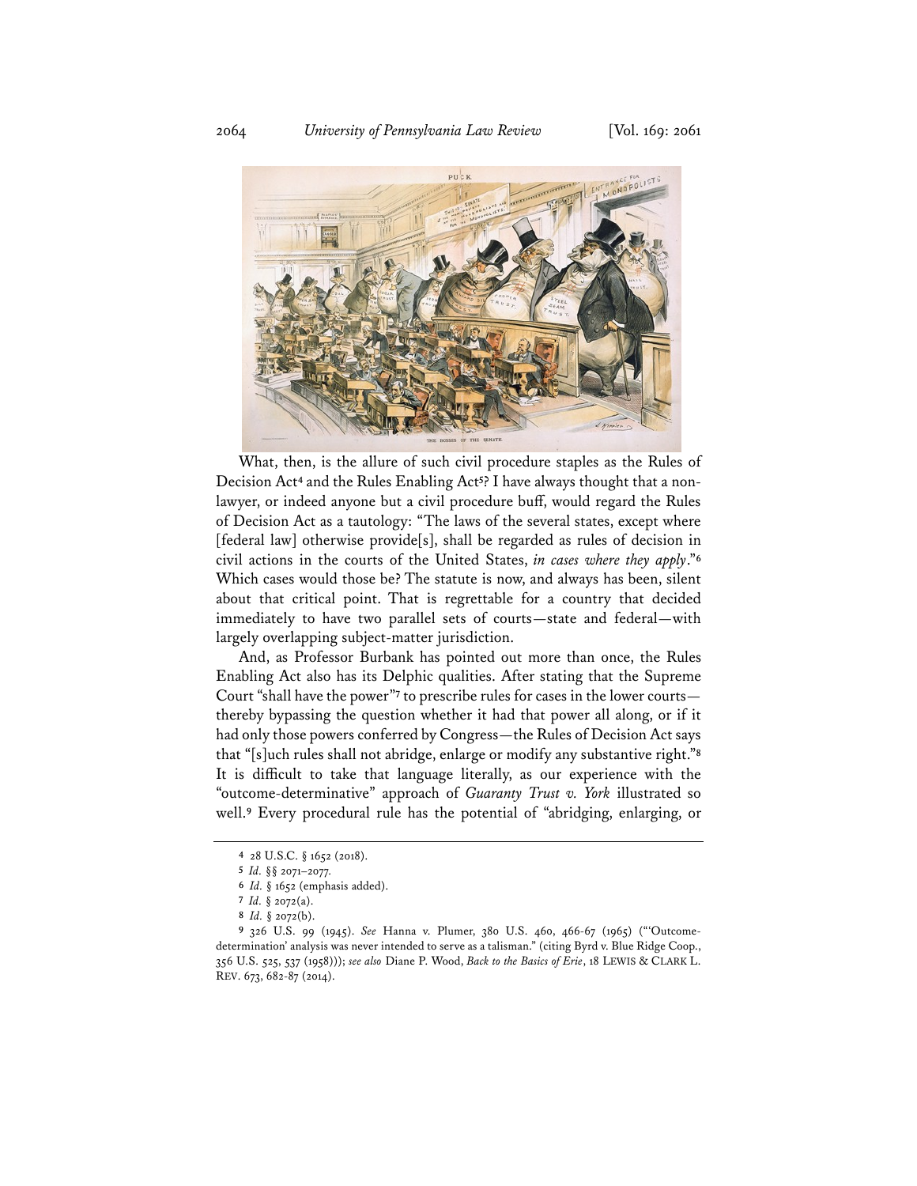What, then, is the allure of such civil procedure staples as the Rules of Decision Act[4] and the Rules Enabling Act[5]? I have always thought that a non-lawyer, or indeed anyone but a civil procedure buff, would regard the Rules of Decision Act as a tautology: "The laws of the several states, except where [federal law] otherwise provide[s], shall be regarded as rules of decision in civil actions in the courts of the United States, *in cases where they apply*."[6] Which cases would those be? The statute is now, and always has been, silent about that critical point. That is regrettable for a country that decided immediately to have two parallel sets of courts—state and federal—with largely overlapping subject-matter jurisdiction.

And, as Professor Burbank has pointed out more than once, the Rules Enabling Act also has its Delphic qualities. After stating that the Supreme Court "shall have the power"[7] to prescribe rules for cases in the lower courts—thereby bypassing the question whether it had that power all along, or if it had only those powers conferred by Congress—the Rules of Decision Act says that "[s]uch rules shall not abridge, enlarge or modify any substantive right."[8] It is difficult to take that language literally, as our experience with the "outcome-determinative" approach of *Guaranty Trust v. York* illustrated so well.[9] Every procedural rule has the potential of "abridging, enlarging, or

---

4 28 U.S.C. § 1652 (2018).

5 *Id.* §§ 2071–2077.

6 *Id.* § 1652 (emphasis added).

7 *Id.* § 2072(a).

8 *Id.* § 2072(b).

9 326 U.S. 99 (1945). *See* Hanna v. Plumer, 380 U.S. 460, 466-67 (1965) ("'Outcome-determination' analysis was never intended to serve as a talisman." (citing Byrd v. Blue Ridge Coop., 356 U.S. 525, 537 (1958))); *see also* Diane P. Wood, *Back to the Basics of Erie*, 18 LEWIS & CLARK L. REV. 673, 682-87 (2014).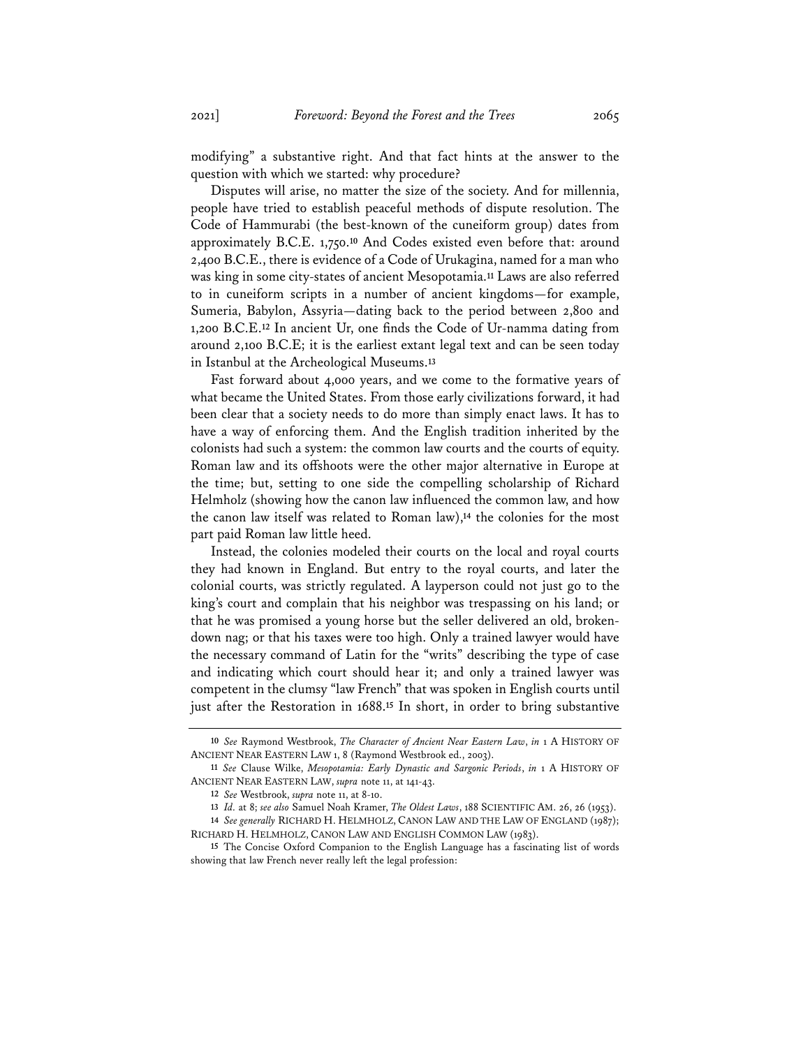modifying" a substantive right. And that fact hints at the answer to the question with which we started: why procedure?

Disputes will arise, no matter the size of the society. And for millennia, people have tried to establish peaceful methods of dispute resolution. The Code of Hammurabi (the best-known of the cuneiform group) dates from approximately B.C.E. 1,750.[10] And Codes existed even before that: around 2,400 B.C.E., there is evidence of a Code of Urukagina, named for a man who was king in some city-states of ancient Mesopotamia.[11] Laws are also referred to in cuneiform scripts in a number of ancient kingdoms—for example, Sumeria, Babylon, Assyria—dating back to the period between 2,800 and 1,200 B.C.E.[12] In ancient Ur, one finds the Code of Ur-namma dating from around 2,100 B.C.E; it is the earliest extant legal text and can be seen today in Istanbul at the Archeological Museums.[13]

Fast forward about 4,000 years, and we come to the formative years of what became the United States. From those early civilizations forward, it had been clear that a society needs to do more than simply enact laws. It has to have a way of enforcing them. And the English tradition inherited by the colonists had such a system: the common law courts and the courts of equity. Roman law and its offshoots were the other major alternative in Europe at the time; but, setting to one side the compelling scholarship of Richard Helmholz (showing how the canon law influenced the common law, and how the canon law itself was related to Roman law),[14] the colonies for the most part paid Roman law little heed.

Instead, the colonies modeled their courts on the local and royal courts they had known in England. But entry to the royal courts, and later the colonial courts, was strictly regulated. A layperson could not just go to the king's court and complain that his neighbor was trespassing on his land; or that he was promised a young horse but the seller delivered an old, broken-down nag; or that his taxes were too high. Only a trained lawyer would have the necessary command of Latin for the "writs" describing the type of case and indicating which court should hear it; and only a trained lawyer was competent in the clumsy "law French" that was spoken in English courts until just after the Restoration in 1688.[15] In short, in order to bring substantive

---

[10] *See* Raymond Westbrook, *The Character of Ancient Near Eastern Law*, *in* 1 A HISTORY OF ANCIENT NEAR EASTERN LAW 1, 8 (Raymond Westbrook ed., 2003).

[11] *See* Clause Wilke, *Mesopotamia: Early Dynastic and Sargonic Periods*, *in* 1 A HISTORY OF ANCIENT NEAR EASTERN LAW, *supra* note 11, at 141-43.

[12] *See* Westbrook, *supra* note 11, at 8-10.

[13] *Id.* at 8; *see also* Samuel Noah Kramer, *The Oldest Laws*, 188 SCIENTIFIC AM. 26, 26 (1953).

[14] *See generally* RICHARD H. HELMHOLZ, CANON LAW AND THE LAW OF ENGLAND (1987); RICHARD H. HELMHOLZ, CANON LAW AND ENGLISH COMMON LAW (1983).

[15] The Concise Oxford Companion to the English Language has a fascinating list of words showing that law French never really left the legal profession: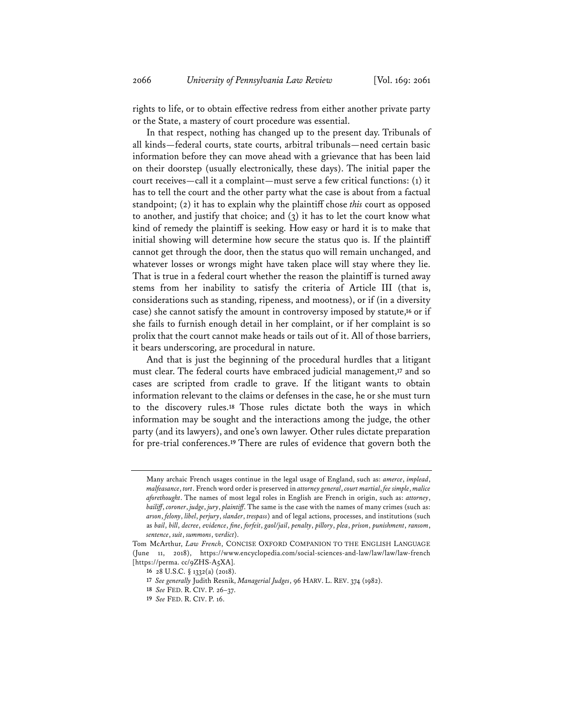rights to life, or to obtain effective redress from either another private party or the State, a mastery of court procedure was essential.

In that respect, nothing has changed up to the present day. Tribunals of all kinds—federal courts, state courts, arbitral tribunals—need certain basic information before they can move ahead with a grievance that has been laid on their doorstep (usually electronically, these days). The initial paper the court receives—call it a complaint—must serve a few critical functions: (1) it has to tell the court and the other party what the case is about from a factual standpoint; (2) it has to explain why the plaintiff chose *this* court as opposed to another, and justify that choice; and (3) it has to let the court know what kind of remedy the plaintiff is seeking. How easy or hard it is to make that initial showing will determine how secure the status quo is. If the plaintiff cannot get through the door, then the status quo will remain unchanged, and whatever losses or wrongs might have taken place will stay where they lie. That is true in a federal court whether the reason the plaintiff is turned away stems from her inability to satisfy the criteria of Article III (that is, considerations such as standing, ripeness, and mootness), or if (in a diversity case) she cannot satisfy the amount in controversy imposed by statute,[16] or if she fails to furnish enough detail in her complaint, or if her complaint is so prolix that the court cannot make heads or tails out of it. All of those barriers, it bears underscoring, are procedural in nature.

And that is just the beginning of the procedural hurdles that a litigant must clear. The federal courts have embraced judicial management,[17] and so cases are scripted from cradle to grave. If the litigant wants to obtain information relevant to the claims or defenses in the case, he or she must turn to the discovery rules.[18] Those rules dictate both the ways in which information may be sought and the interactions among the judge, the other party (and its lawyers), and one's own lawyer. Other rules dictate preparation for pre-trial conferences.[19] There are rules of evidence that govern both the

---

Many archaic French usages continue in the legal usage of England, such as: *amerce*, *implead*, *malfeasance*, *tort*. French word order is preserved in *attorney general*, *court martial*, *fee simple*, *malice aforethought*. The names of most legal roles in English are French in origin, such as: *attorney*, *bailiff*, *coroner*, *judge*, *jury*, *plaintiff*. The same is the case with the names of many crimes (such as: *arson*, *felony*, *libel*, *perjury*, *slander*, *trespass*) and of legal actions, processes, and institutions (such as *bail*, *bill*, *decree*, *evidence*, *fine*, *forfeit*, *gaol/jail*, *penalty*, *pillory*, *plea*, *prison*, *punishment*, *ransom*, *sentence*, *suit*, *summons*, *verdict*).

Tom McArthur, *Law French*, CONCISE OXFORD COMPANION TO THE ENGLISH LANGUAGE (June 11, 2018), https://www.encyclopedia.com/social-sciences-and-law/law/law/law-french [https://perma.cc/9ZHS-A5XA].

16 28 U.S.C. § 1332(a) (2018).

17 *See generally* Judith Resnik, *Managerial Judges*, 96 HARV. L. REV. 374 (1982).

18 *See* FED. R. CIV. P. 26–37.

19 *See* FED. R. CIV. P. 16.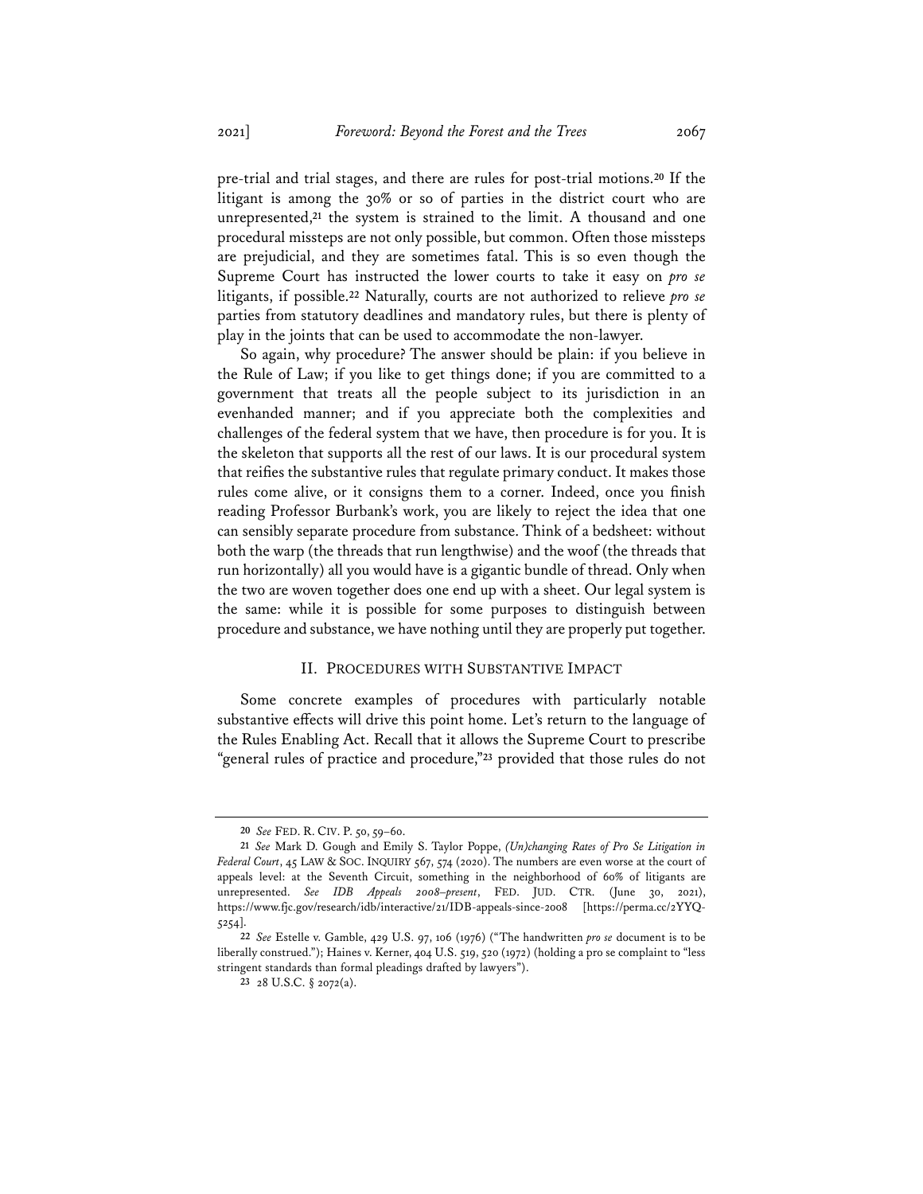pre-trial and trial stages, and there are rules for post-trial motions.[20] If the litigant is among the 30% or so of parties in the district court who are unrepresented,[21] the system is strained to the limit. A thousand and one procedural missteps are not only possible, but common. Often those missteps are prejudicial, and they are sometimes fatal. This is so even though the Supreme Court has instructed the lower courts to take it easy on *pro se* litigants, if possible.[22] Naturally, courts are not authorized to relieve *pro se* parties from statutory deadlines and mandatory rules, but there is plenty of play in the joints that can be used to accommodate the non-lawyer.

So again, why procedure? The answer should be plain: if you believe in the Rule of Law; if you like to get things done; if you are committed to a government that treats all the people subject to its jurisdiction in an evenhanded manner; and if you appreciate both the complexities and challenges of the federal system that we have, then procedure is for you. It is the skeleton that supports all the rest of our laws. It is our procedural system that reifies the substantive rules that regulate primary conduct. It makes those rules come alive, or it consigns them to a corner. Indeed, once you finish reading Professor Burbank's work, you are likely to reject the idea that one can sensibly separate procedure from substance. Think of a bedsheet: without both the warp (the threads that run lengthwise) and the woof (the threads that run horizontally) all you would have is a gigantic bundle of thread. Only when the two are woven together does one end up with a sheet. Our legal system is the same: while it is possible for some purposes to distinguish between procedure and substance, we have nothing until they are properly put together.

## II. Procedures with Substantive Impact

Some concrete examples of procedures with particularly notable substantive effects will drive this point home. Let's return to the language of the Rules Enabling Act. Recall that it allows the Supreme Court to prescribe "general rules of practice and procedure,"[23] provided that those rules do not

---

[20] *See* Fed. R. Civ. P. 50, 59–60.

[21] *See* Mark D. Gough and Emily S. Taylor Poppe, *(Un)changing Rates of Pro Se Litigation in Federal Court*, 45 Law & Soc. Inquiry 567, 574 (2020). The numbers are even worse at the court of appeals level: at the Seventh Circuit, something in the neighborhood of 60% of litigants are unrepresented. *See IDB Appeals 2008–present*, Fed. Jud. Ctr. (June 30, 2021), https://www.fjc.gov/research/idb/interactive/21/IDB-appeals-since-2008 [https://perma.cc/2YYQ-5254].

[22] *See* Estelle v. Gamble, 429 U.S. 97, 106 (1976) ("The handwritten *pro se* document is to be liberally construed."); Haines v. Kerner, 404 U.S. 519, 520 (1972) (holding a pro se complaint to "less stringent standards than formal pleadings drafted by lawyers").

[23] 28 U.S.C. § 2072(a).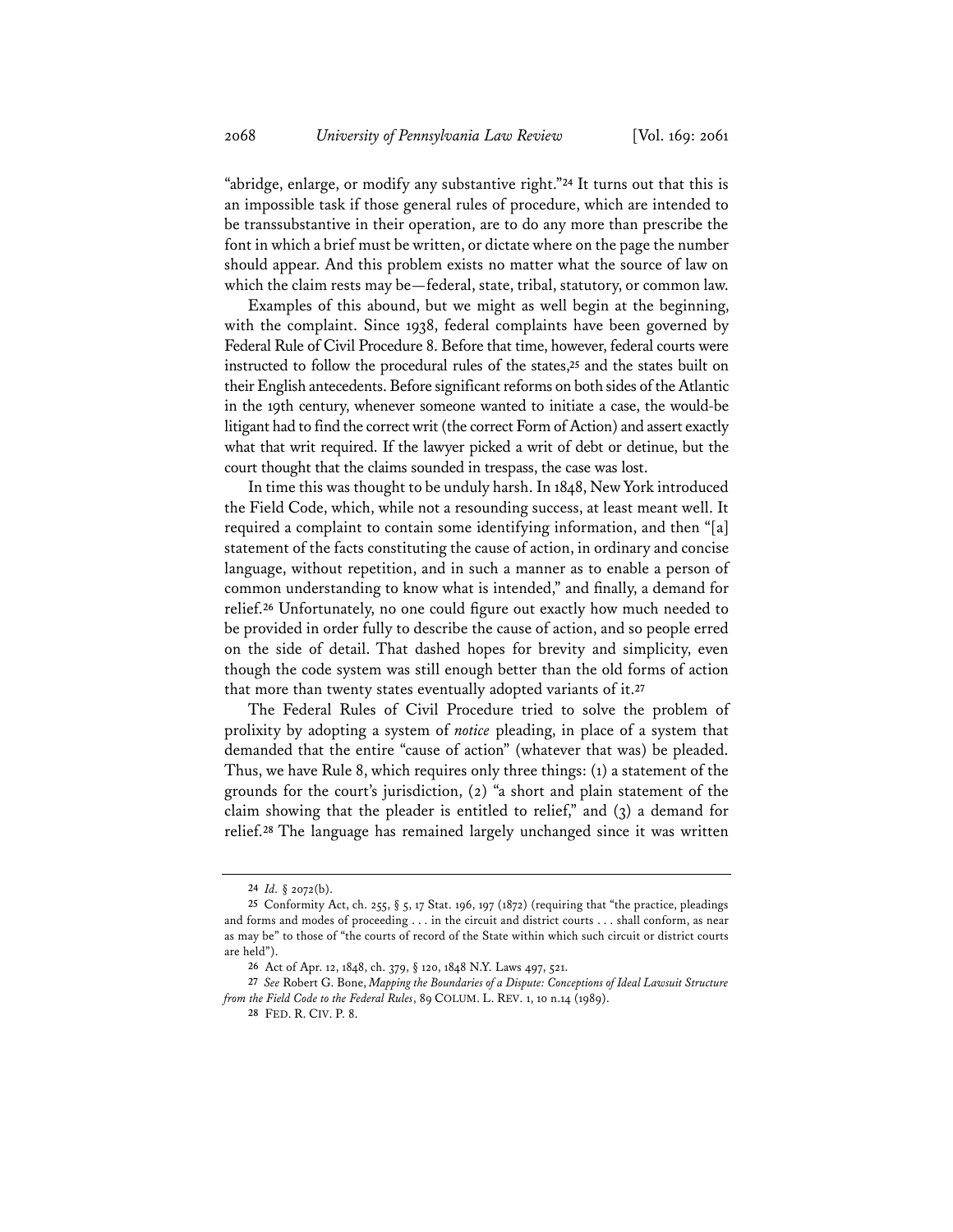"abridge, enlarge, or modify any substantive right."[24] It turns out that this is an impossible task if those general rules of procedure, which are intended to be transsubstantive in their operation, are to do any more than prescribe the font in which a brief must be written, or dictate where on the page the number should appear. And this problem exists no matter what the source of law on which the claim rests may be—federal, state, tribal, statutory, or common law.

Examples of this abound, but we might as well begin at the beginning, with the complaint. Since 1938, federal complaints have been governed by Federal Rule of Civil Procedure 8. Before that time, however, federal courts were instructed to follow the procedural rules of the states,[25] and the states built on their English antecedents. Before significant reforms on both sides of the Atlantic in the 19th century, whenever someone wanted to initiate a case, the would-be litigant had to find the correct writ (the correct Form of Action) and assert exactly what that writ required. If the lawyer picked a writ of debt or detinue, but the court thought that the claims sounded in trespass, the case was lost.

In time this was thought to be unduly harsh. In 1848, New York introduced the Field Code, which, while not a resounding success, at least meant well. It required a complaint to contain some identifying information, and then "[a] statement of the facts constituting the cause of action, in ordinary and concise language, without repetition, and in such a manner as to enable a person of common understanding to know what is intended," and finally, a demand for relief.[26] Unfortunately, no one could figure out exactly how much needed to be provided in order fully to describe the cause of action, and so people erred on the side of detail. That dashed hopes for brevity and simplicity, even though the code system was still enough better than the old forms of action that more than twenty states eventually adopted variants of it.[27]

The Federal Rules of Civil Procedure tried to solve the problem of prolixity by adopting a system of *notice* pleading, in place of a system that demanded that the entire "cause of action" (whatever that was) be pleaded. Thus, we have Rule 8, which requires only three things: (1) a statement of the grounds for the court's jurisdiction, (2) "a short and plain statement of the claim showing that the pleader is entitled to relief," and (3) a demand for relief.[28] The language has remained largely unchanged since it was written

---

24 *Id.* § 2072(b).

25 Conformity Act, ch. 255, § 5, 17 Stat. 196, 197 (1872) (requiring that "the practice, pleadings and forms and modes of proceeding . . . in the circuit and district courts . . . shall conform, as near as may be" to those of "the courts of record of the State within which such circuit or district courts are held").

26 Act of Apr. 12, 1848, ch. 379, § 120, 1848 N.Y. Laws 497, 521.

27 *See* Robert G. Bone, *Mapping the Boundaries of a Dispute: Conceptions of Ideal Lawsuit Structure from the Field Code to the Federal Rules*, 89 COLUM. L. REV. 1, 10 n.14 (1989).

28 FED. R. CIV. P. 8.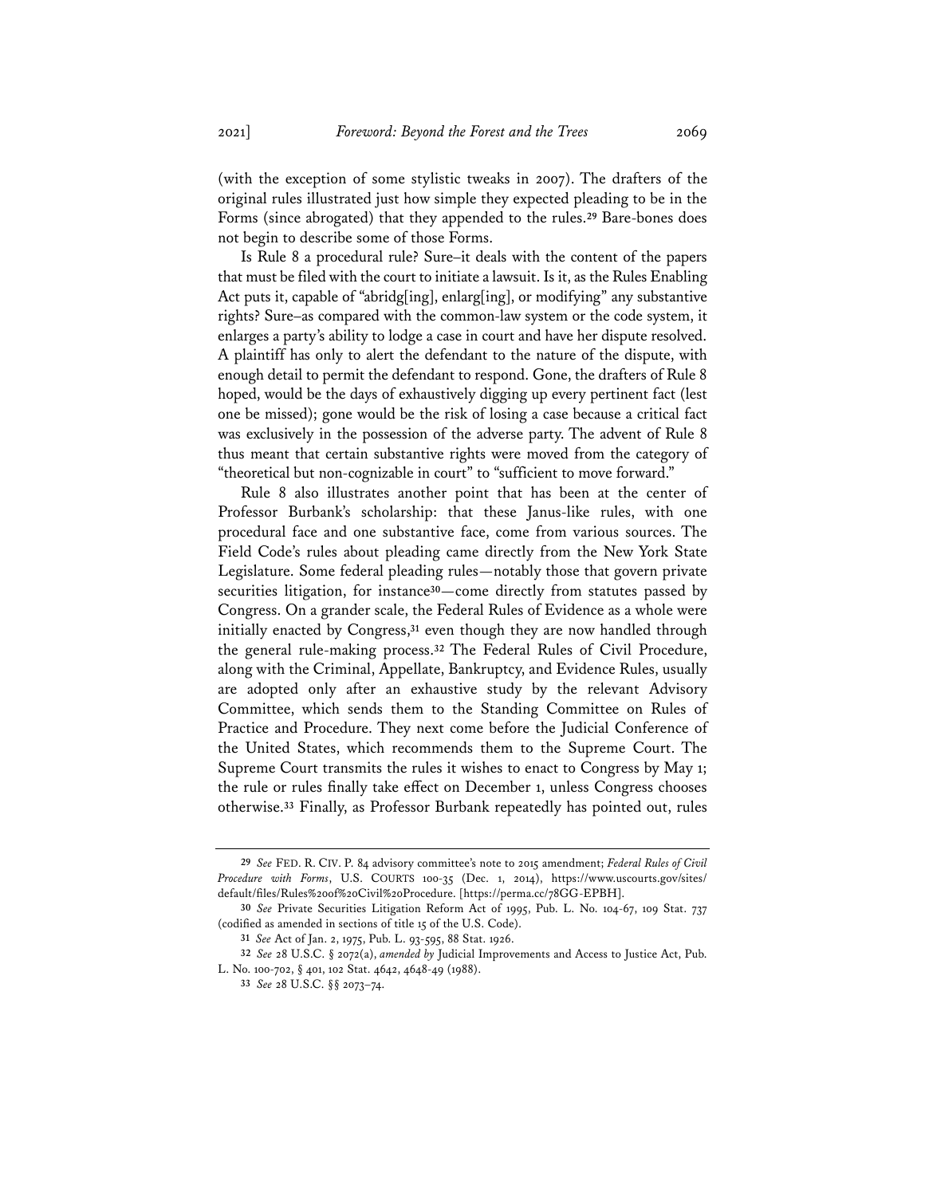(with the exception of some stylistic tweaks in 2007). The drafters of the original rules illustrated just how simple they expected pleading to be in the Forms (since abrogated) that they appended to the rules.[29] Bare-bones does not begin to describe some of those Forms.

Is Rule 8 a procedural rule? Sure–it deals with the content of the papers that must be filed with the court to initiate a lawsuit. Is it, as the Rules Enabling Act puts it, capable of "abridg[ing], enlarg[ing], or modifying" any substantive rights? Sure–as compared with the common-law system or the code system, it enlarges a party's ability to lodge a case in court and have her dispute resolved. A plaintiff has only to alert the defendant to the nature of the dispute, with enough detail to permit the defendant to respond. Gone, the drafters of Rule 8 hoped, would be the days of exhaustively digging up every pertinent fact (lest one be missed); gone would be the risk of losing a case because a critical fact was exclusively in the possession of the adverse party. The advent of Rule 8 thus meant that certain substantive rights were moved from the category of "theoretical but non-cognizable in court" to "sufficient to move forward."

Rule 8 also illustrates another point that has been at the center of Professor Burbank's scholarship: that these Janus-like rules, with one procedural face and one substantive face, come from various sources. The Field Code's rules about pleading came directly from the New York State Legislature. Some federal pleading rules—notably those that govern private securities litigation, for instance[30]—come directly from statutes passed by Congress. On a grander scale, the Federal Rules of Evidence as a whole were initially enacted by Congress,[31] even though they are now handled through the general rule-making process.[32] The Federal Rules of Civil Procedure, along with the Criminal, Appellate, Bankruptcy, and Evidence Rules, usually are adopted only after an exhaustive study by the relevant Advisory Committee, which sends them to the Standing Committee on Rules of Practice and Procedure. They next come before the Judicial Conference of the United States, which recommends them to the Supreme Court. The Supreme Court transmits the rules it wishes to enact to Congress by May 1; the rule or rules finally take effect on December 1, unless Congress chooses otherwise.[33] Finally, as Professor Burbank repeatedly has pointed out, rules

---

[29] *See* FED. R. CIV. P. 84 advisory committee's note to 2015 amendment; *Federal Rules of Civil Procedure with Forms*, U.S. COURTS 100-35 (Dec. 1, 2014), https://www.uscourts.gov/sites/default/files/Rules%20of%20Civil%20Procedure. [https://perma.cc/78GG-EPBH].

[30] *See* Private Securities Litigation Reform Act of 1995, Pub. L. No. 104-67, 109 Stat. 737 (codified as amended in sections of title 15 of the U.S. Code).

[31] *See* Act of Jan. 2, 1975, Pub. L. 93-595, 88 Stat. 1926.

[32] *See* 28 U.S.C. § 2072(a), *amended by* Judicial Improvements and Access to Justice Act, Pub. L. No. 100-702, § 401, 102 Stat. 4642, 4648-49 (1988).

[33] *See* 28 U.S.C. §§ 2073–74.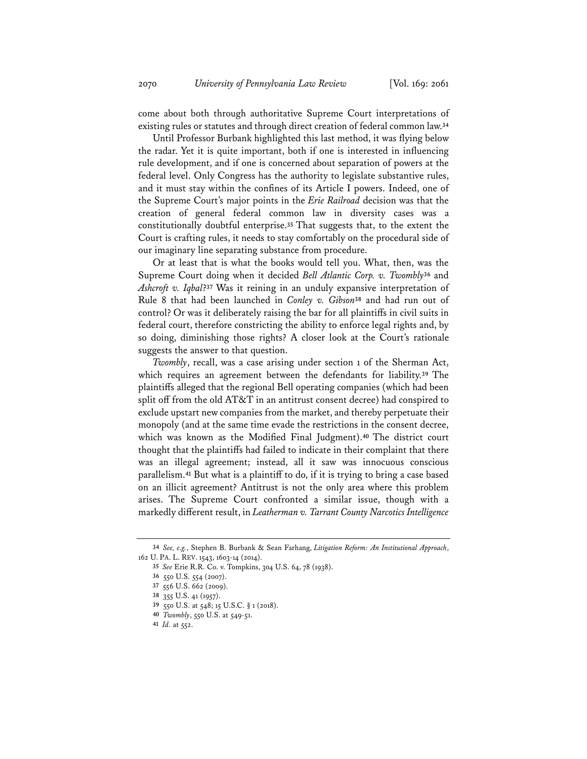come about both through authoritative Supreme Court interpretations of existing rules or statutes and through direct creation of federal common law.[34]

Until Professor Burbank highlighted this last method, it was flying below the radar. Yet it is quite important, both if one is interested in influencing rule development, and if one is concerned about separation of powers at the federal level. Only Congress has the authority to legislate substantive rules, and it must stay within the confines of its Article I powers. Indeed, one of the Supreme Court's major points in the *Erie Railroad* decision was that the creation of general federal common law in diversity cases was a constitutionally doubtful enterprise.[35] That suggests that, to the extent the Court is crafting rules, it needs to stay comfortably on the procedural side of our imaginary line separating substance from procedure.

Or at least that is what the books would tell you. What, then, was the Supreme Court doing when it decided *Bell Atlantic Corp. v. Twombly*[36] and *Ashcroft v. Iqbal*?[37] Was it reining in an unduly expansive interpretation of Rule 8 that had been launched in *Conley v. Gibson*[38] and had run out of control? Or was it deliberately raising the bar for all plaintiffs in civil suits in federal court, therefore constricting the ability to enforce legal rights and, by so doing, diminishing those rights? A closer look at the Court's rationale suggests the answer to that question.

*Twombly*, recall, was a case arising under section 1 of the Sherman Act, which requires an agreement between the defendants for liability.[39] The plaintiffs alleged that the regional Bell operating companies (which had been split off from the old AT&T in an antitrust consent decree) had conspired to exclude upstart new companies from the market, and thereby perpetuate their monopoly (and at the same time evade the restrictions in the consent decree, which was known as the Modified Final Judgment).[40] The district court thought that the plaintiffs had failed to indicate in their complaint that there was an illegal agreement; instead, all it saw was innocuous conscious parallelism.[41] But what is a plaintiff to do, if it is trying to bring a case based on an illicit agreement? Antitrust is not the only area where this problem arises. The Supreme Court confronted a similar issue, though with a markedly different result, in *Leatherman v. Tarrant County Narcotics Intelligence*

---

34 *See, e.g.*, Stephen B. Burbank & Sean Farhang, *Litigation Reform: An Institutional Approach*, 162 U. PA. L. REV. 1543, 1603-14 (2014).

35 *See* Erie R.R. Co. v. Tompkins, 304 U.S. 64, 78 (1938).

36 550 U.S. 554 (2007).

37 556 U.S. 662 (2009).

38 355 U.S. 41 (1957).

39 550 U.S. at 548; 15 U.S.C. § 1 (2018).

40 *Twombly*, 550 U.S. at 549-51.

41 *Id.* at 552.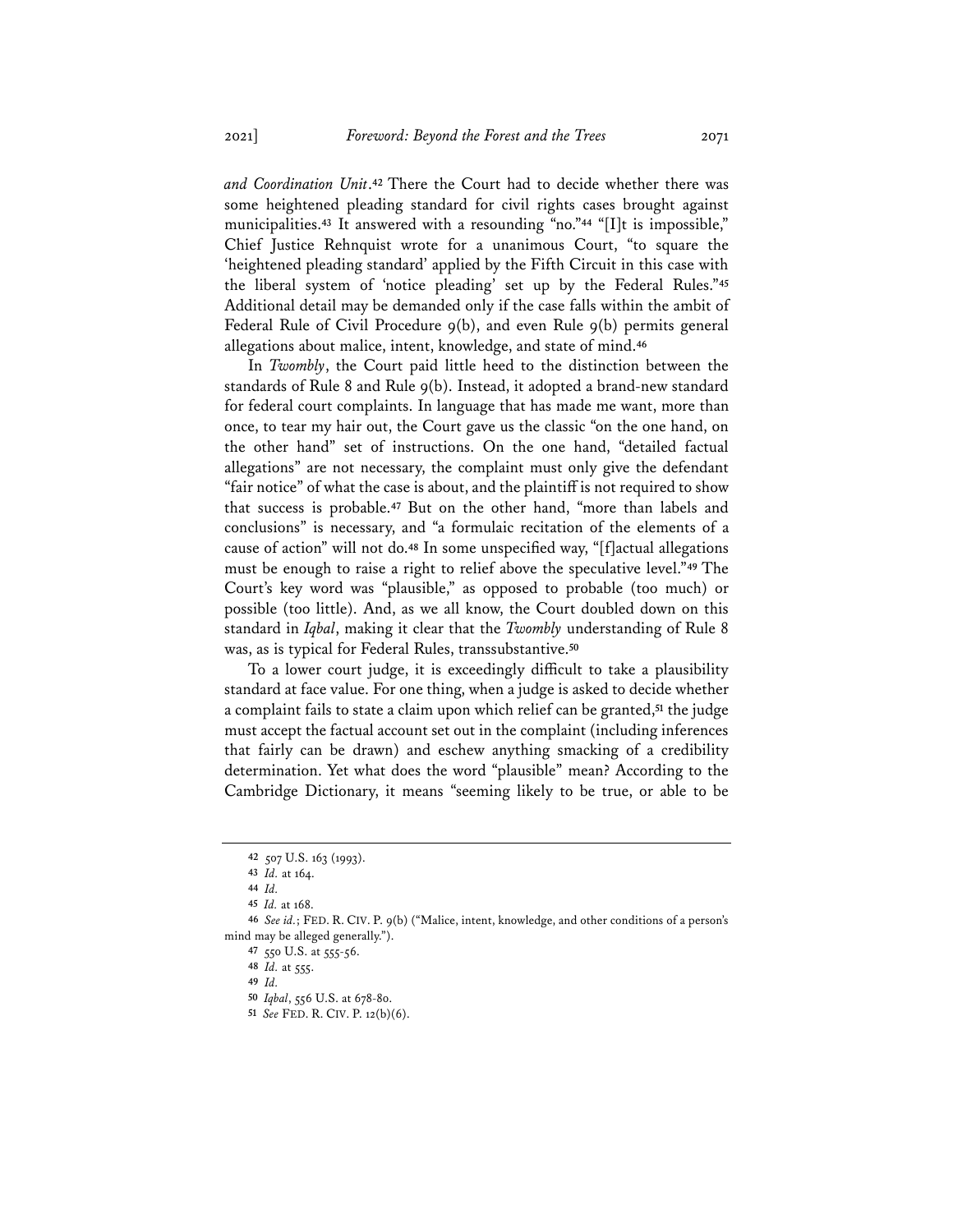*and Coordination Unit*.[42] There the Court had to decide whether there was some heightened pleading standard for civil rights cases brought against municipalities.[43] It answered with a resounding "no."[44] "[I]t is impossible," Chief Justice Rehnquist wrote for a unanimous Court, "to square the 'heightened pleading standard' applied by the Fifth Circuit in this case with the liberal system of 'notice pleading' set up by the Federal Rules."[45] Additional detail may be demanded only if the case falls within the ambit of Federal Rule of Civil Procedure 9(b), and even Rule 9(b) permits general allegations about malice, intent, knowledge, and state of mind.[46]

In *Twombly*, the Court paid little heed to the distinction between the standards of Rule 8 and Rule 9(b). Instead, it adopted a brand-new standard for federal court complaints. In language that has made me want, more than once, to tear my hair out, the Court gave us the classic "on the one hand, on the other hand" set of instructions. On the one hand, "detailed factual allegations" are not necessary, the complaint must only give the defendant "fair notice" of what the case is about, and the plaintiff is not required to show that success is probable.[47] But on the other hand, "more than labels and conclusions" is necessary, and "a formulaic recitation of the elements of a cause of action" will not do.[48] In some unspecified way, "[f]actual allegations must be enough to raise a right to relief above the speculative level."[49] The Court's key word was "plausible," as opposed to probable (too much) or possible (too little). And, as we all know, the Court doubled down on this standard in *Iqbal*, making it clear that the *Twombly* understanding of Rule 8 was, as is typical for Federal Rules, transsubstantive.[50]

To a lower court judge, it is exceedingly difficult to take a plausibility standard at face value. For one thing, when a judge is asked to decide whether a complaint fails to state a claim upon which relief can be granted,[51] the judge must accept the factual account set out in the complaint (including inferences that fairly can be drawn) and eschew anything smacking of a credibility determination. Yet what does the word "plausible" mean? According to the Cambridge Dictionary, it means "seeming likely to be true, or able to be

---

42 507 U.S. 163 (1993).

43 *Id.* at 164.

44 *Id.*

45 *Id.* at 168.

46 *See id.*; FED. R. CIV. P. 9(b) ("Malice, intent, knowledge, and other conditions of a person's mind may be alleged generally.").

47 550 U.S. at 555-56.

48 *Id.* at 555.

49 *Id.*

50 *Iqbal*, 556 U.S. at 678-80.

51 *See* FED. R. CIV. P. 12(b)(6).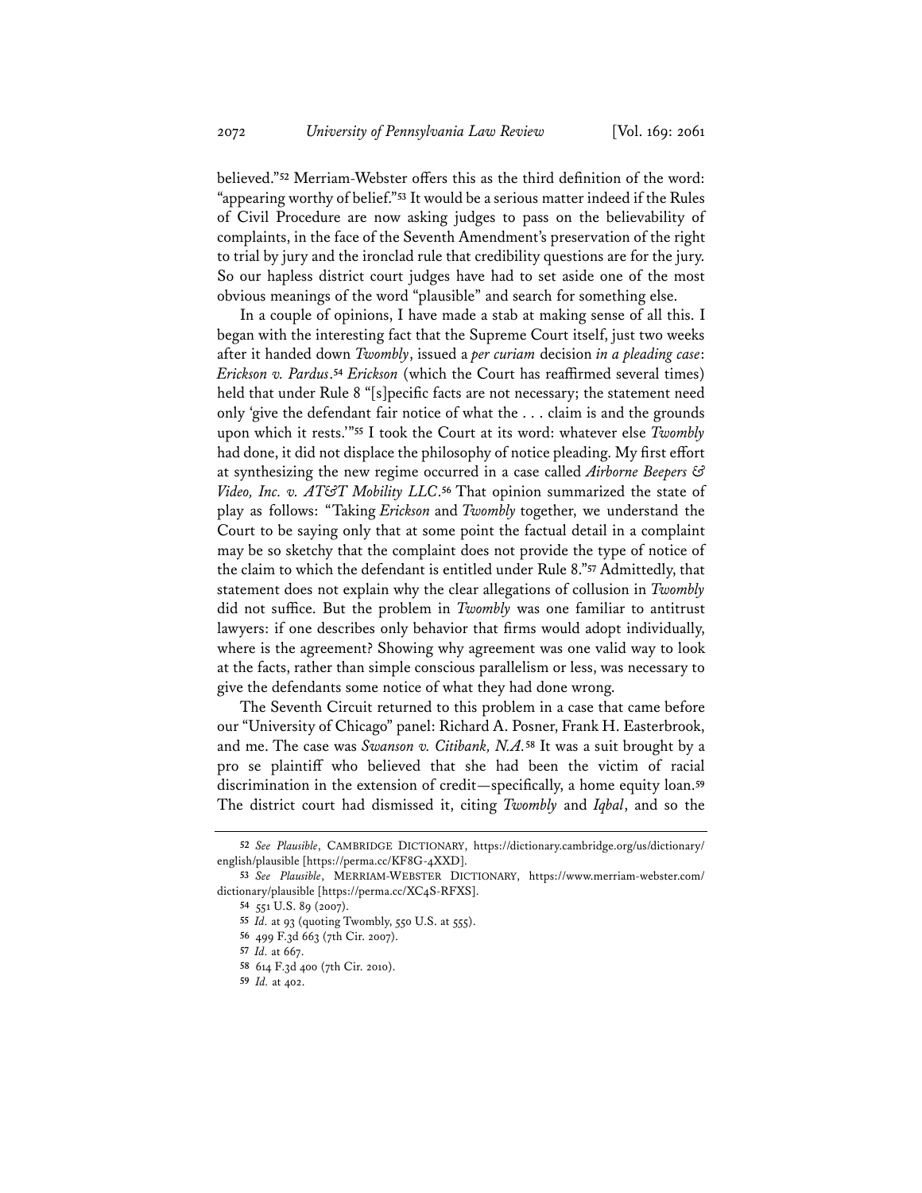believed."[52] Merriam-Webster offers this as the third definition of the word: "appearing worthy of belief."[53] It would be a serious matter indeed if the Rules of Civil Procedure are now asking judges to pass on the believability of complaints, in the face of the Seventh Amendment's preservation of the right to trial by jury and the ironclad rule that credibility questions are for the jury. So our hapless district court judges have had to set aside one of the most obvious meanings of the word "plausible" and search for something else.

In a couple of opinions, I have made a stab at making sense of all this. I began with the interesting fact that the Supreme Court itself, just two weeks after it handed down *Twombly*, issued a *per curiam* decision *in a pleading case*: *Erickson v. Pardus*.[54] *Erickson* (which the Court has reaffirmed several times) held that under Rule 8 "[s]pecific facts are not necessary; the statement need only 'give the defendant fair notice of what the . . . claim is and the grounds upon which it rests.'"[55] I took the Court at its word: whatever else *Twombly* had done, it did not displace the philosophy of notice pleading. My first effort at synthesizing the new regime occurred in a case called *Airborne Beepers & Video, Inc. v. AT&T Mobility LLC*.[56] That opinion summarized the state of play as follows: "Taking *Erickson* and *Twombly* together, we understand the Court to be saying only that at some point the factual detail in a complaint may be so sketchy that the complaint does not provide the type of notice of the claim to which the defendant is entitled under Rule 8."[57] Admittedly, that statement does not explain why the clear allegations of collusion in *Twombly* did not suffice. But the problem in *Twombly* was one familiar to antitrust lawyers: if one describes only behavior that firms would adopt individually, where is the agreement? Showing why agreement was one valid way to look at the facts, rather than simple conscious parallelism or less, was necessary to give the defendants some notice of what they had done wrong.

The Seventh Circuit returned to this problem in a case that came before our "University of Chicago" panel: Richard A. Posner, Frank H. Easterbrook, and me. The case was *Swanson v. Citibank, N.A.*[58] It was a suit brought by a pro se plaintiff who believed that she had been the victim of racial discrimination in the extension of credit—specifically, a home equity loan.[59] The district court had dismissed it, citing *Twombly* and *Iqbal*, and so the

---

[52] *See Plausible*, CAMBRIDGE DICTIONARY, https://dictionary.cambridge.org/us/dictionary/english/plausible [https://perma.cc/KF8G-4XXD].

[53] *See Plausible*, MERRIAM-WEBSTER DICTIONARY, https://www.merriam-webster.com/dictionary/plausible [https://perma.cc/XC4S-RFXS].

[54] 551 U.S. 89 (2007).

[55] *Id.* at 93 (quoting Twombly, 550 U.S. at 555).

[56] 499 F.3d 663 (7th Cir. 2007).

[57] *Id.* at 667.

[58] 614 F.3d 400 (7th Cir. 2010).

[59] *Id.* at 402.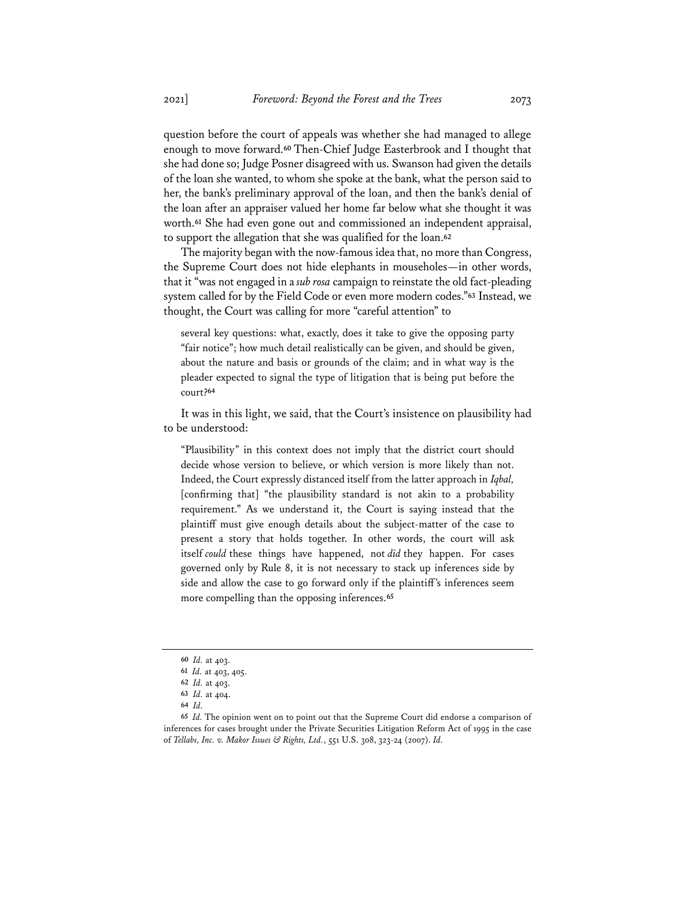question before the court of appeals was whether she had managed to allege enough to move forward.[60] Then-Chief Judge Easterbrook and I thought that she had done so; Judge Posner disagreed with us. Swanson had given the details of the loan she wanted, to whom she spoke at the bank, what the person said to her, the bank's preliminary approval of the loan, and then the bank's denial of the loan after an appraiser valued her home far below what she thought it was worth.[61] She had even gone out and commissioned an independent appraisal, to support the allegation that she was qualified for the loan.[62]

The majority began with the now-famous idea that, no more than Congress, the Supreme Court does not hide elephants in mouseholes—in other words, that it "was not engaged in a *sub rosa* campaign to reinstate the old fact-pleading system called for by the Field Code or even more modern codes."[63] Instead, we thought, the Court was calling for more "careful attention" to

> several key questions: what, exactly, does it take to give the opposing party "fair notice"; how much detail realistically can be given, and should be given, about the nature and basis or grounds of the claim; and in what way is the pleader expected to signal the type of litigation that is being put before the court?[64]

It was in this light, we said, that the Court's insistence on plausibility had to be understood:

> "Plausibility" in this context does not imply that the district court should decide whose version to believe, or which version is more likely than not. Indeed, the Court expressly distanced itself from the latter approach in *Iqbal,* [confirming that] "the plausibility standard is not akin to a probability requirement." As we understand it, the Court is saying instead that the plaintiff must give enough details about the subject-matter of the case to present a story that holds together. In other words, the court will ask itself *could* these things have happened, not *did* they happen. For cases governed only by Rule 8, it is not necessary to stack up inferences side by side and allow the case to go forward only if the plaintiff's inferences seem more compelling than the opposing inferences.[65]

---

60 *Id.* at 403.

61 *Id.* at 403, 405.

62 *Id.* at 403.

63 *Id.* at 404.

64 *Id.*

65 *Id.* The opinion went on to point out that the Supreme Court did endorse a comparison of inferences for cases brought under the Private Securities Litigation Reform Act of 1995 in the case of *Tellabs, Inc. v. Makor Issues & Rights, Ltd.*, 551 U.S. 308, 323-24 (2007). *Id.*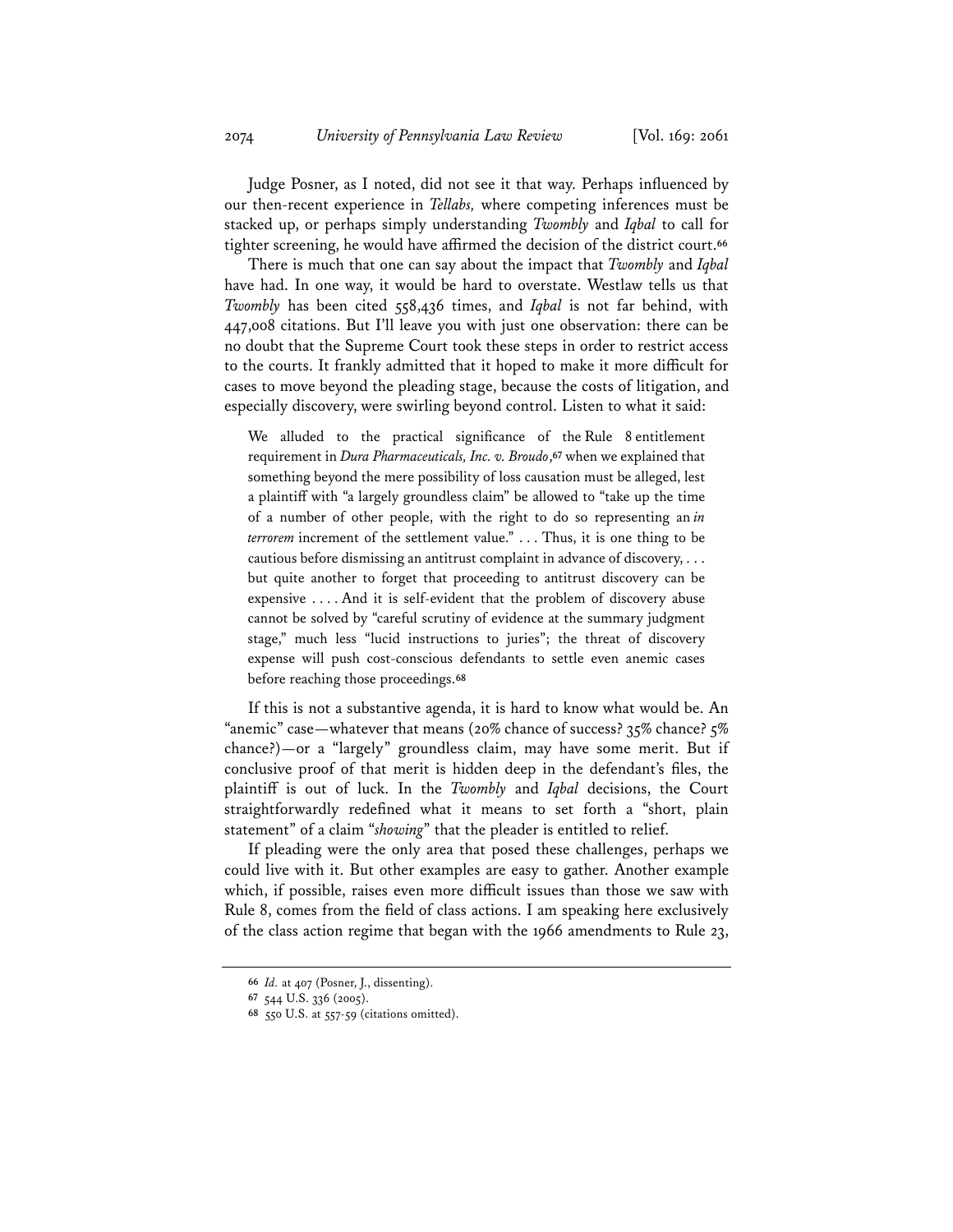Judge Posner, as I noted, did not see it that way. Perhaps influenced by our then-recent experience in *Tellabs,* where competing inferences must be stacked up, or perhaps simply understanding *Twombly* and *Iqbal* to call for tighter screening, he would have affirmed the decision of the district court.[66]

There is much that one can say about the impact that *Twombly* and *Iqbal* have had. In one way, it would be hard to overstate. Westlaw tells us that *Twombly* has been cited 558,436 times, and *Iqbal* is not far behind, with 447,008 citations. But I'll leave you with just one observation: there can be no doubt that the Supreme Court took these steps in order to restrict access to the courts. It frankly admitted that it hoped to make it more difficult for cases to move beyond the pleading stage, because the costs of litigation, and especially discovery, were swirling beyond control. Listen to what it said:

> We alluded to the practical significance of the Rule 8 entitlement requirement in *Dura Pharmaceuticals, Inc. v. Broudo*,[67] when we explained that something beyond the mere possibility of loss causation must be alleged, lest a plaintiff with "a largely groundless claim" be allowed to "take up the time of a number of other people, with the right to do so representing an *in terrorem* increment of the settlement value." . . . Thus, it is one thing to be cautious before dismissing an antitrust complaint in advance of discovery, . . . but quite another to forget that proceeding to antitrust discovery can be expensive . . . . And it is self-evident that the problem of discovery abuse cannot be solved by "careful scrutiny of evidence at the summary judgment stage," much less "lucid instructions to juries"; the threat of discovery expense will push cost-conscious defendants to settle even anemic cases before reaching those proceedings.[68]

If this is not a substantive agenda, it is hard to know what would be. An "anemic" case—whatever that means (20% chance of success? 35% chance? 5% chance?)—or a "largely" groundless claim, may have some merit. But if conclusive proof of that merit is hidden deep in the defendant's files, the plaintiff is out of luck. In the *Twombly* and *Iqbal* decisions, the Court straightforwardly redefined what it means to set forth a "short, plain statement" of a claim "*showing*" that the pleader is entitled to relief.

If pleading were the only area that posed these challenges, perhaps we could live with it. But other examples are easy to gather. Another example which, if possible, raises even more difficult issues than those we saw with Rule 8, comes from the field of class actions. I am speaking here exclusively of the class action regime that began with the 1966 amendments to Rule 23,

---

66 *Id.* at 407 (Posner, J., dissenting).

67 544 U.S. 336 (2005).

68 550 U.S. at 557-59 (citations omitted).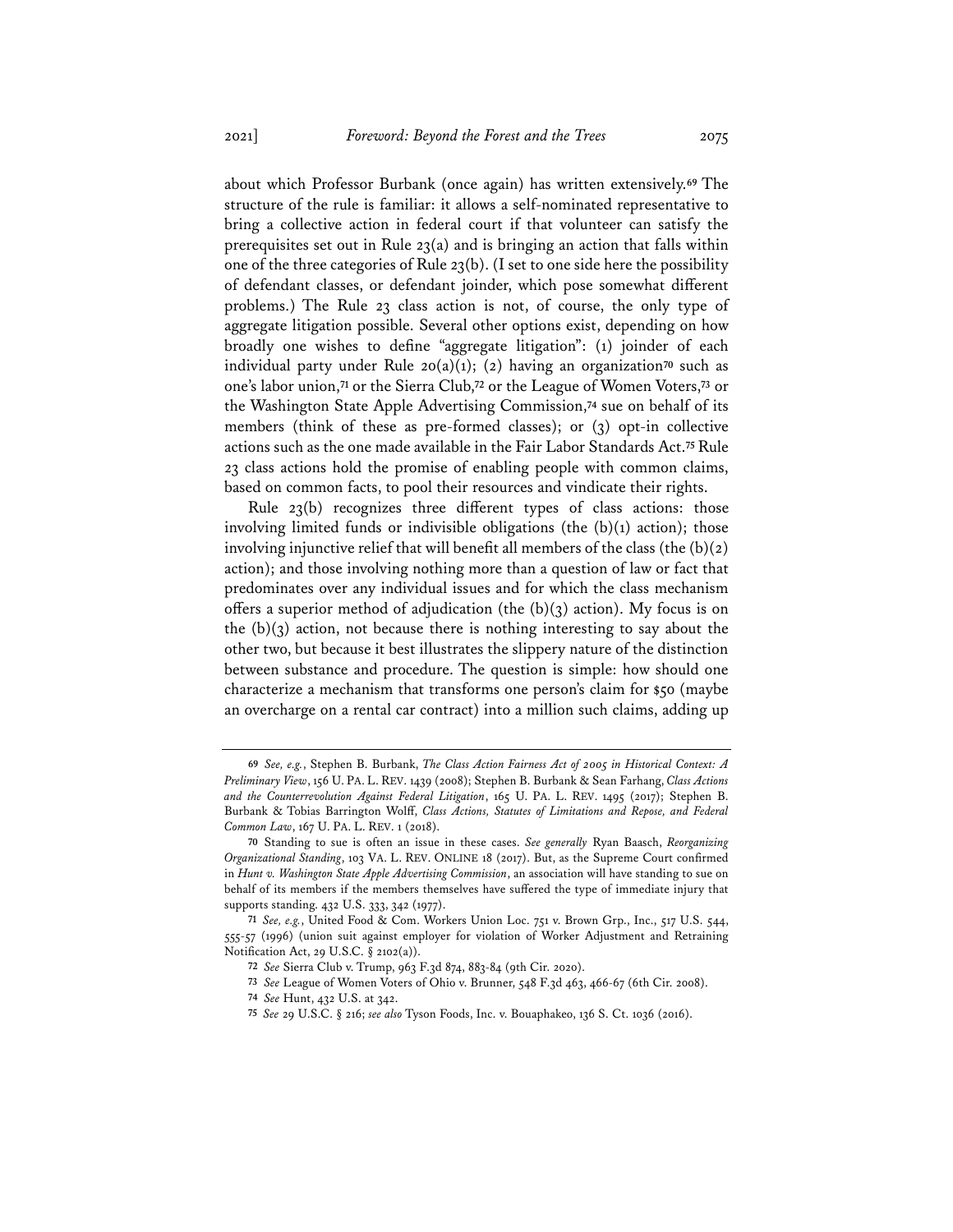about which Professor Burbank (once again) has written extensively.[69] The structure of the rule is familiar: it allows a self-nominated representative to bring a collective action in federal court if that volunteer can satisfy the prerequisites set out in Rule 23(a) and is bringing an action that falls within one of the three categories of Rule 23(b). (I set to one side here the possibility of defendant classes, or defendant joinder, which pose somewhat different problems.) The Rule 23 class action is not, of course, the only type of aggregate litigation possible. Several other options exist, depending on how broadly one wishes to define "aggregate litigation": (1) joinder of each individual party under Rule 20(a)(1); (2) having an organization[70] such as one's labor union,[71] or the Sierra Club,[72] or the League of Women Voters,[73] or the Washington State Apple Advertising Commission,[74] sue on behalf of its members (think of these as pre-formed classes); or (3) opt-in collective actions such as the one made available in the Fair Labor Standards Act.[75] Rule 23 class actions hold the promise of enabling people with common claims, based on common facts, to pool their resources and vindicate their rights.

Rule 23(b) recognizes three different types of class actions: those involving limited funds or indivisible obligations (the (b)(1) action); those involving injunctive relief that will benefit all members of the class (the (b)(2) action); and those involving nothing more than a question of law or fact that predominates over any individual issues and for which the class mechanism offers a superior method of adjudication (the (b)(3) action). My focus is on the (b)(3) action, not because there is nothing interesting to say about the other two, but because it best illustrates the slippery nature of the distinction between substance and procedure. The question is simple: how should one characterize a mechanism that transforms one person's claim for $50 (maybe an overcharge on a rental car contract) into a million such claims, adding up

---

69 *See, e.g.*, Stephen B. Burbank, *The Class Action Fairness Act of 2005 in Historical Context: A Preliminary View*, 156 U. PA. L. REV. 1439 (2008); Stephen B. Burbank & Sean Farhang, *Class Actions and the Counterrevolution Against Federal Litigation*, 165 U. PA. L. REV. 1495 (2017); Stephen B. Burbank & Tobias Barrington Wolff, *Class Actions, Statutes of Limitations and Repose, and Federal Common Law*, 167 U. PA. L. REV. 1 (2018).

70 Standing to sue is often an issue in these cases. *See generally* Ryan Baasch, *Reorganizing Organizational Standing*, 103 VA. L. REV. ONLINE 18 (2017). But, as the Supreme Court confirmed in *Hunt v. Washington State Apple Advertising Commission*, an association will have standing to sue on behalf of its members if the members themselves have suffered the type of immediate injury that supports standing. 432 U.S. 333, 342 (1977).

71 *See, e.g.*, United Food & Com. Workers Union Loc. 751 v. Brown Grp., Inc., 517 U.S. 544, 555-57 (1996) (union suit against employer for violation of Worker Adjustment and Retraining Notification Act, 29 U.S.C. § 2102(a)).

72 *See* Sierra Club v. Trump, 963 F.3d 874, 883-84 (9th Cir. 2020).

73 *See* League of Women Voters of Ohio v. Brunner, 548 F.3d 463, 466-67 (6th Cir. 2008).

74 *See* Hunt, 432 U.S. at 342.

75 *See* 29 U.S.C. § 216; *see also* Tyson Foods, Inc. v. Bouaphakeo, 136 S. Ct. 1036 (2016).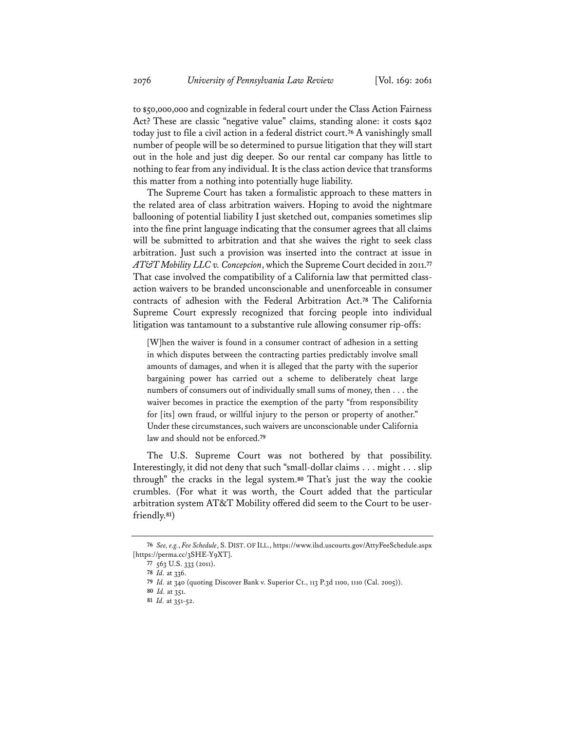to $50,000,000 and cognizable in federal court under the Class Action Fairness Act? These are classic "negative value" claims, standing alone: it costs $402 today just to file a civil action in a federal district court.[76] A vanishingly small number of people will be so determined to pursue litigation that they will start out in the hole and just dig deeper. So our rental car company has little to nothing to fear from any individual. It is the class action device that transforms this matter from a nothing into potentially huge liability.

The Supreme Court has taken a formalistic approach to these matters in the related area of class arbitration waivers. Hoping to avoid the nightmare ballooning of potential liability I just sketched out, companies sometimes slip into the fine print language indicating that the consumer agrees that all claims will be submitted to arbitration and that she waives the right to seek class arbitration. Just such a provision was inserted into the contract at issue in *AT&T Mobility LLC v. Concepcion*, which the Supreme Court decided in 2011.[77] That case involved the compatibility of a California law that permitted class-action waivers to be branded unconscionable and unenforceable in consumer contracts of adhesion with the Federal Arbitration Act.[78] The California Supreme Court expressly recognized that forcing people into individual litigation was tantamount to a substantive rule allowing consumer rip-offs:

> [W]hen the waiver is found in a consumer contract of adhesion in a setting in which disputes between the contracting parties predictably involve small amounts of damages, and when it is alleged that the party with the superior bargaining power has carried out a scheme to deliberately cheat large numbers of consumers out of individually small sums of money, then . . . the waiver becomes in practice the exemption of the party "from responsibility for [its] own fraud, or willful injury to the person or property of another." Under these circumstances, such waivers are unconscionable under California law and should not be enforced.[79]

The U.S. Supreme Court was not bothered by that possibility. Interestingly, it did not deny that such "small-dollar claims . . . might . . . slip through" the cracks in the legal system.[80] That's just the way the cookie crumbles. (For what it was worth, the Court added that the particular arbitration system AT&T Mobility offered did seem to the Court to be user-friendly.[81])

---

[76] *See, e.g.*, *Fee Schedule*, S. DIST. OF ILL., https://www.ilsd.uscourts.gov/AttyFeeSchedule.aspx [https://perma.cc/3SHE-Y9XT].

[77] 563 U.S. 333 (2011).

[78] *Id.* at 336.

[79] *Id.* at 340 (quoting Discover Bank v. Superior Ct., 113 P.3d 1100, 1110 (Cal. 2005)).

[80] *Id.* at 351.

[81] *Id.* at 351-52.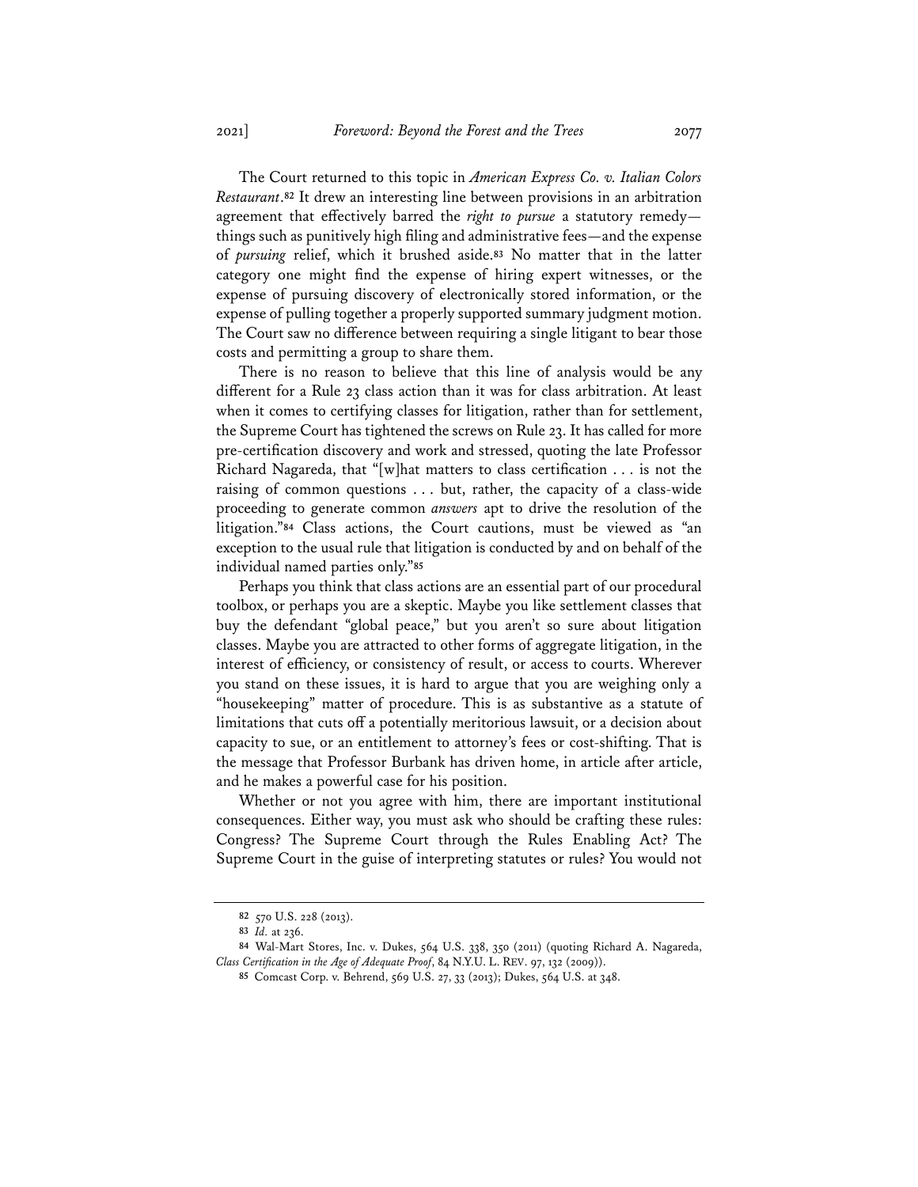The Court returned to this topic in *American Express Co. v. Italian Colors Restaurant*.[82] It drew an interesting line between provisions in an arbitration agreement that effectively barred the *right to pursue* a statutory remedy—things such as punitively high filing and administrative fees—and the expense of *pursuing* relief, which it brushed aside.[83] No matter that in the latter category one might find the expense of hiring expert witnesses, or the expense of pursuing discovery of electronically stored information, or the expense of pulling together a properly supported summary judgment motion. The Court saw no difference between requiring a single litigant to bear those costs and permitting a group to share them.

There is no reason to believe that this line of analysis would be any different for a Rule 23 class action than it was for class arbitration. At least when it comes to certifying classes for litigation, rather than for settlement, the Supreme Court has tightened the screws on Rule 23. It has called for more pre-certification discovery and work and stressed, quoting the late Professor Richard Nagareda, that "[w]hat matters to class certification . . . is not the raising of common questions . . . but, rather, the capacity of a class-wide proceeding to generate common *answers* apt to drive the resolution of the litigation."[84] Class actions, the Court cautions, must be viewed as "an exception to the usual rule that litigation is conducted by and on behalf of the individual named parties only."[85]

Perhaps you think that class actions are an essential part of our procedural toolbox, or perhaps you are a skeptic. Maybe you like settlement classes that buy the defendant "global peace," but you aren't so sure about litigation classes. Maybe you are attracted to other forms of aggregate litigation, in the interest of efficiency, or consistency of result, or access to courts. Wherever you stand on these issues, it is hard to argue that you are weighing only a "housekeeping" matter of procedure. This is as substantive as a statute of limitations that cuts off a potentially meritorious lawsuit, or a decision about capacity to sue, or an entitlement to attorney's fees or cost-shifting. That is the message that Professor Burbank has driven home, in article after article, and he makes a powerful case for his position.

Whether or not you agree with him, there are important institutional consequences. Either way, you must ask who should be crafting these rules: Congress? The Supreme Court through the Rules Enabling Act? The Supreme Court in the guise of interpreting statutes or rules? You would not

---

82 570 U.S. 228 (2013).

83 *Id.* at 236.

84 Wal-Mart Stores, Inc. v. Dukes, 564 U.S. 338, 350 (2011) (quoting Richard A. Nagareda, *Class Certification in the Age of Adequate Proof*, 84 N.Y.U. L. REV. 97, 132 (2009)).

85 Comcast Corp. v. Behrend, 569 U.S. 27, 33 (2013); Dukes, 564 U.S. at 348.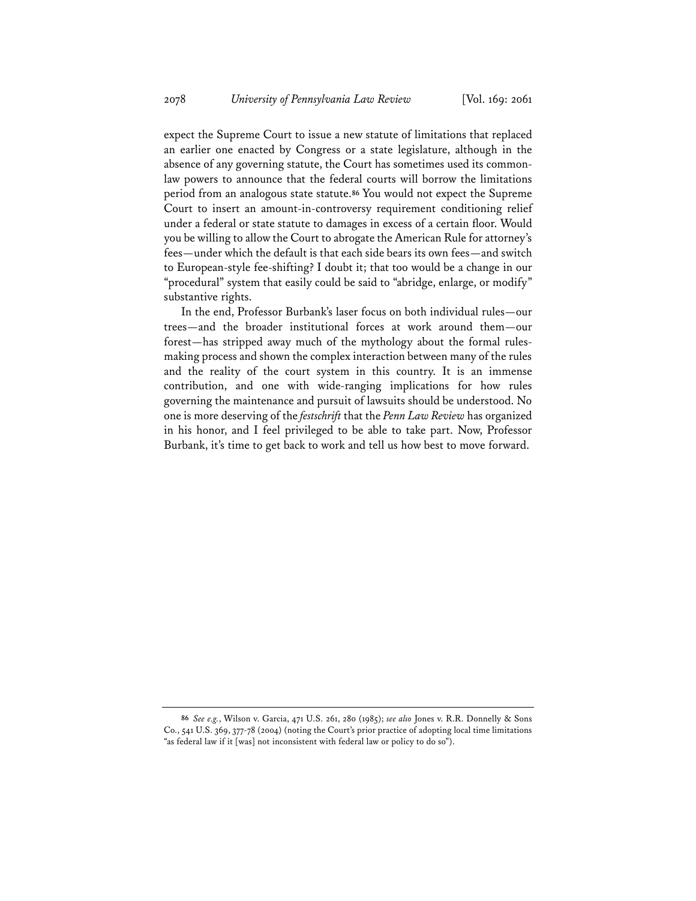expect the Supreme Court to issue a new statute of limitations that replaced an earlier one enacted by Congress or a state legislature, although in the absence of any governing statute, the Court has sometimes used its common-law powers to announce that the federal courts will borrow the limitations period from an analogous state statute.[86] You would not expect the Supreme Court to insert an amount-in-controversy requirement conditioning relief under a federal or state statute to damages in excess of a certain floor. Would you be willing to allow the Court to abrogate the American Rule for attorney's fees—under which the default is that each side bears its own fees—and switch to European-style fee-shifting? I doubt it; that too would be a change in our "procedural" system that easily could be said to "abridge, enlarge, or modify" substantive rights.

In the end, Professor Burbank's laser focus on both individual rules—our trees—and the broader institutional forces at work around them—our forest—has stripped away much of the mythology about the formal rules-making process and shown the complex interaction between many of the rules and the reality of the court system in this country. It is an immense contribution, and one with wide-ranging implications for how rules governing the maintenance and pursuit of lawsuits should be understood. No one is more deserving of the *festschrift* that the *Penn Law Review* has organized in his honor, and I feel privileged to be able to take part. Now, Professor Burbank, it's time to get back to work and tell us how best to move forward.

---

86 *See e.g.*, Wilson v. Garcia, 471 U.S. 261, 280 (1985); *see also* Jones v. R.R. Donnelly & Sons Co., 541 U.S. 369, 377-78 (2004) (noting the Court's prior practice of adopting local time limitations "as federal law if it [was] not inconsistent with federal law or policy to do so").